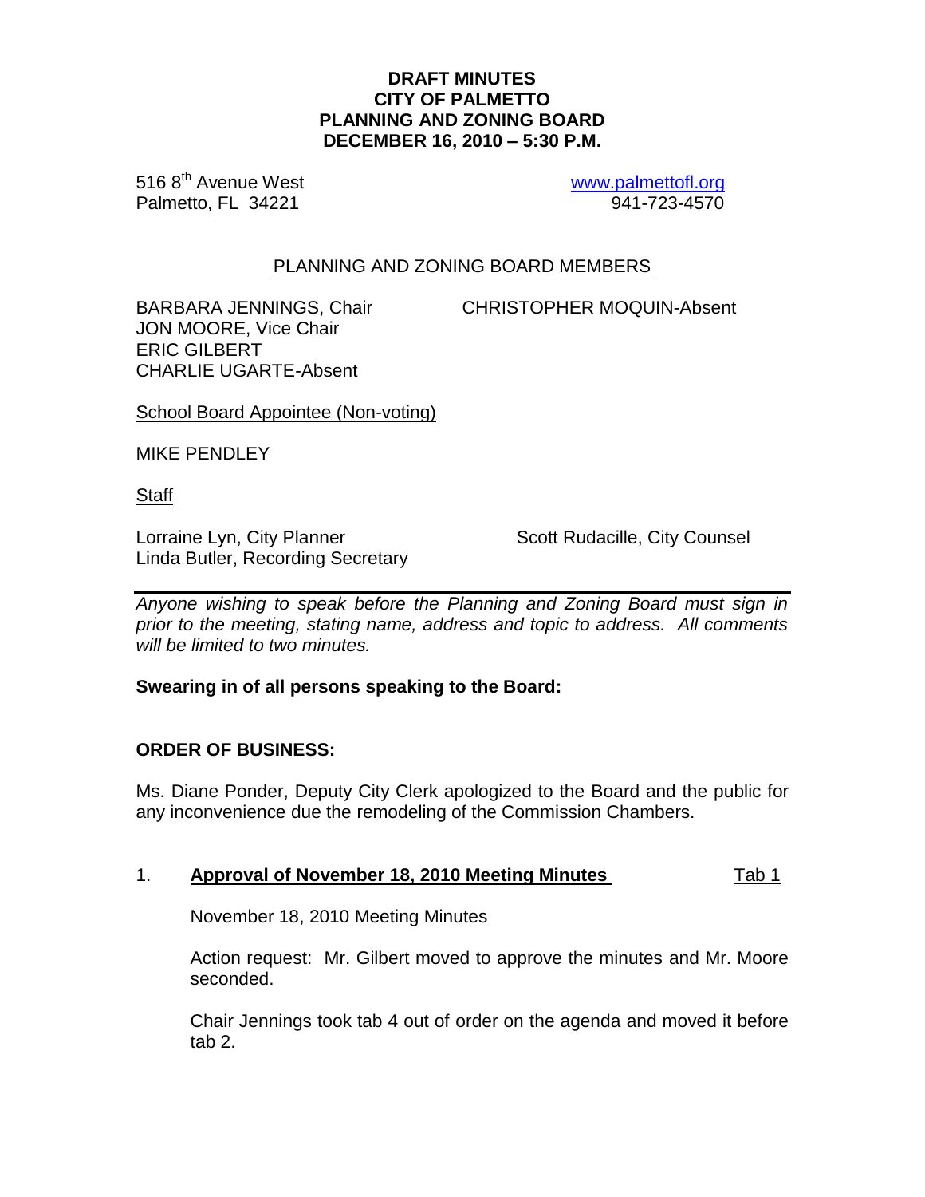# DRAFT MINUTES
# CITY OF PALMETTO
# PLANNING AND ZONING BOARD
# DECEMBER 16, 2010 – 5:30 P.M.

516 8th Avenue West
Palmetto, FL 34221

www.palmettofl.org
941-723-4570

## PLANNING AND ZONING BOARD MEMBERS

BARBARA JENNINGS, Chair
JON MOORE, Vice Chair
ERIC GILBERT
CHARLIE UGARTE-Absent
CHRISTOPHER MOQUIN-Absent

School Board Appointee (Non-voting)

MIKE PENDLEY

Staff

Lorraine Lyn, City Planner
Linda Butler, Recording Secretary
Scott Rudacille, City Counsel

---

*Anyone wishing to speak before the Planning and Zoning Board must sign in prior to the meeting, stating name, address and topic to address. All comments will be limited to two minutes.*

**Swearing in of all persons speaking to the Board:**

**ORDER OF BUSINESS:**

Ms. Diane Ponder, Deputy City Clerk apologized to the Board and the public for any inconvenience due the remodeling of the Commission Chambers.

1. **Approval of November 18, 2010 Meeting Minutes** Tab 1

   November 18, 2010 Meeting Minutes

   Action request: Mr. Gilbert moved to approve the minutes and Mr. Moore seconded.

   Chair Jennings took tab 4 out of order on the agenda and moved it before tab 2.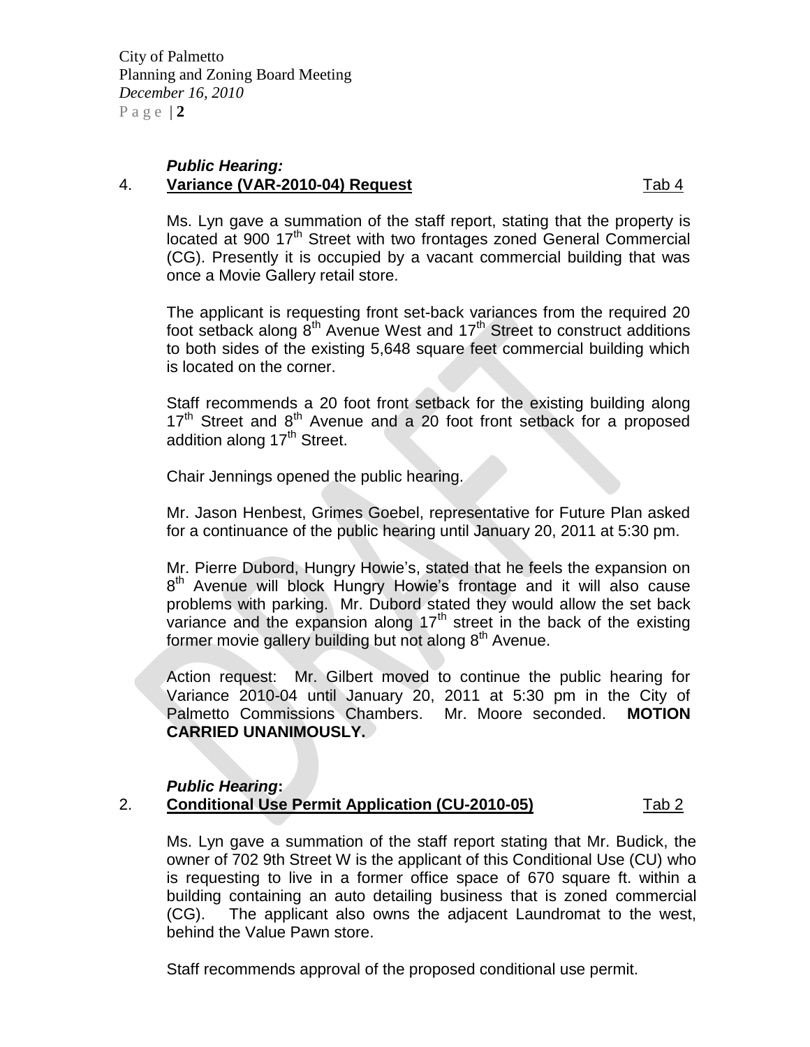***Public Hearing:***

4. **Variance (VAR-2010-04) Request** Tab 4

Ms. Lyn gave a summation of the staff report, stating that the property is located at 900 17th Street with two frontages zoned General Commercial (CG). Presently it is occupied by a vacant commercial building that was once a Movie Gallery retail store.

The applicant is requesting front set-back variances from the required 20 foot setback along 8th Avenue West and 17th Street to construct additions to both sides of the existing 5,648 square feet commercial building which is located on the corner.

Staff recommends a 20 foot front setback for the existing building along 17th Street and 8th Avenue and a 20 foot front setback for a proposed addition along 17th Street.

Chair Jennings opened the public hearing.

Mr. Jason Henbest, Grimes Goebel, representative for Future Plan asked for a continuance of the public hearing until January 20, 2011 at 5:30 pm.

Mr. Pierre Dubord, Hungry Howie's, stated that he feels the expansion on 8th Avenue will block Hungry Howie's frontage and it will also cause problems with parking. Mr. Dubord stated they would allow the set back variance and the expansion along 17th street in the back of the existing former movie gallery building but not along 8th Avenue.

Action request: Mr. Gilbert moved to continue the public hearing for Variance 2010-04 until January 20, 2011 at 5:30 pm in the City of Palmetto Commissions Chambers. Mr. Moore seconded. **MOTION CARRIED UNANIMOUSLY.**

***Public Hearing*:**

2. **Conditional Use Permit Application (CU-2010-05)** Tab 2

Ms. Lyn gave a summation of the staff report stating that Mr. Budick, the owner of 702 9th Street W is the applicant of this Conditional Use (CU) who is requesting to live in a former office space of 670 square ft. within a building containing an auto detailing business that is zoned commercial (CG). The applicant also owns the adjacent Laundromat to the west, behind the Value Pawn store.

Staff recommends approval of the proposed conditional use permit.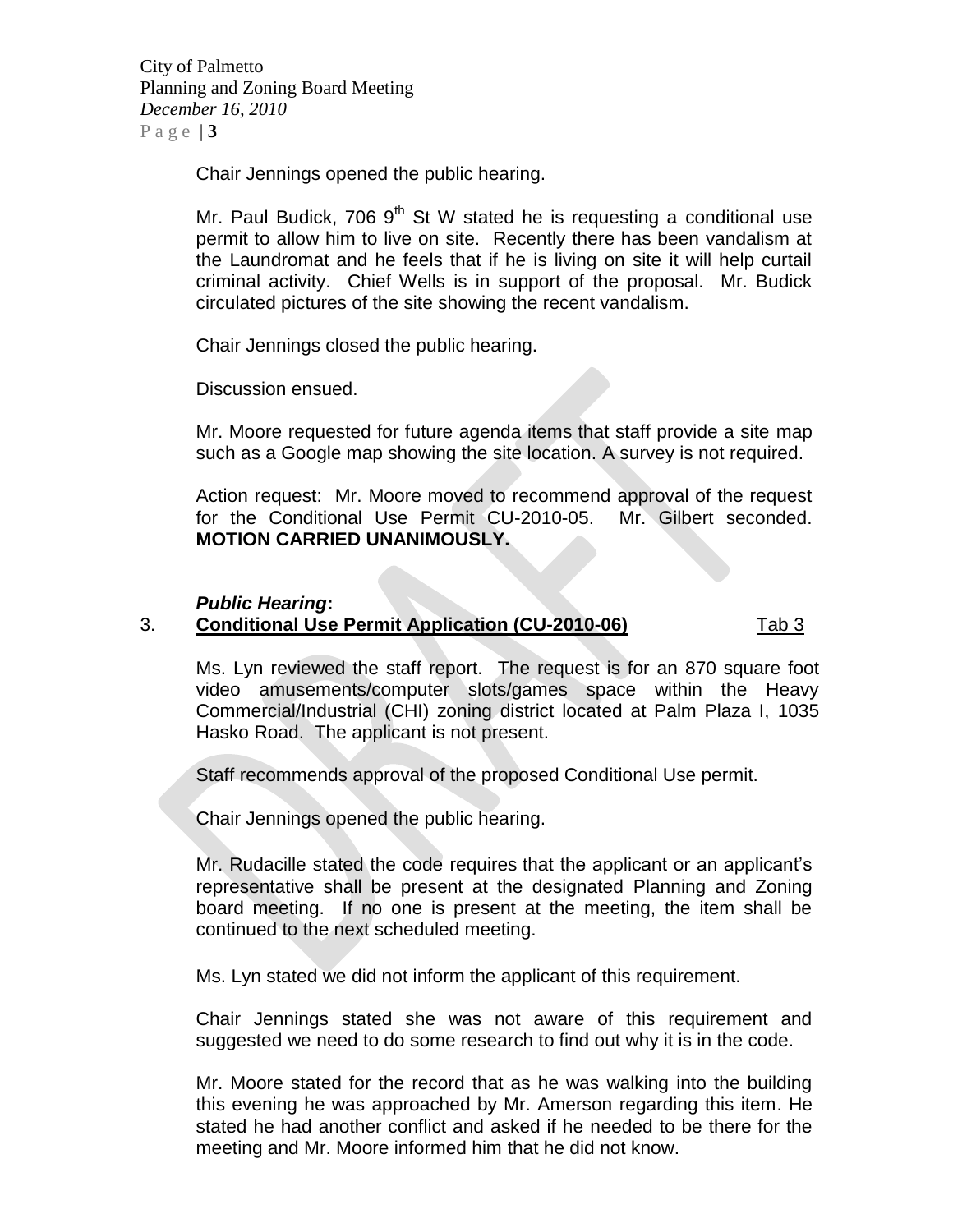Chair Jennings opened the public hearing.

Mr. Paul Budick, 706 9th St W stated he is requesting a conditional use permit to allow him to live on site. Recently there has been vandalism at the Laundromat and he feels that if he is living on site it will help curtail criminal activity. Chief Wells is in support of the proposal. Mr. Budick circulated pictures of the site showing the recent vandalism.

Chair Jennings closed the public hearing.

Discussion ensued.

Mr. Moore requested for future agenda items that staff provide a site map such as a Google map showing the site location. A survey is not required.

Action request: Mr. Moore moved to recommend approval of the request for the Conditional Use Permit CU-2010-05. Mr. Gilbert seconded. **MOTION CARRIED UNANIMOUSLY.**

***Public Hearing*:**

3. **Conditional Use Permit Application (CU-2010-06)** Tab 3

Ms. Lyn reviewed the staff report. The request is for an 870 square foot video amusements/computer slots/games space within the Heavy Commercial/Industrial (CHI) zoning district located at Palm Plaza I, 1035 Hasko Road. The applicant is not present.

Staff recommends approval of the proposed Conditional Use permit.

Chair Jennings opened the public hearing.

Mr. Rudacille stated the code requires that the applicant or an applicant's representative shall be present at the designated Planning and Zoning board meeting. If no one is present at the meeting, the item shall be continued to the next scheduled meeting.

Ms. Lyn stated we did not inform the applicant of this requirement.

Chair Jennings stated she was not aware of this requirement and suggested we need to do some research to find out why it is in the code.

Mr. Moore stated for the record that as he was walking into the building this evening he was approached by Mr. Amerson regarding this item. He stated he had another conflict and asked if he needed to be there for the meeting and Mr. Moore informed him that he did not know.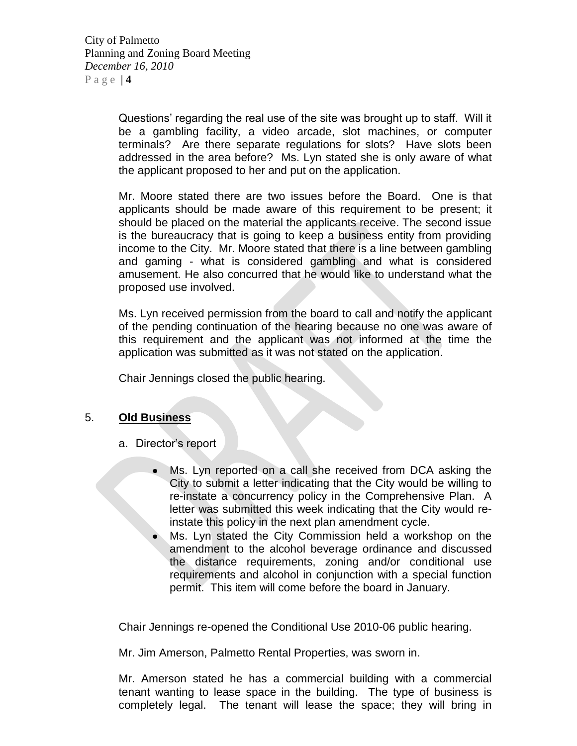Questions' regarding the real use of the site was brought up to staff. Will it be a gambling facility, a video arcade, slot machines, or computer terminals? Are there separate regulations for slots? Have slots been addressed in the area before? Ms. Lyn stated she is only aware of what the applicant proposed to her and put on the application.

Mr. Moore stated there are two issues before the Board. One is that applicants should be made aware of this requirement to be present; it should be placed on the material the applicants receive. The second issue is the bureaucracy that is going to keep a business entity from providing income to the City. Mr. Moore stated that there is a line between gambling and gaming - what is considered gambling and what is considered amusement. He also concurred that he would like to understand what the proposed use involved.

Ms. Lyn received permission from the board to call and notify the applicant of the pending continuation of the hearing because no one was aware of this requirement and the applicant was not informed at the time the application was submitted as it was not stated on the application.

Chair Jennings closed the public hearing.

5. **Old Business**

a. Director's report

- Ms. Lyn reported on a call she received from DCA asking the City to submit a letter indicating that the City would be willing to re-instate a concurrency policy in the Comprehensive Plan. A letter was submitted this week indicating that the City would re-instate this policy in the next plan amendment cycle.
- Ms. Lyn stated the City Commission held a workshop on the amendment to the alcohol beverage ordinance and discussed the distance requirements, zoning and/or conditional use requirements and alcohol in conjunction with a special function permit. This item will come before the board in January.

Chair Jennings re-opened the Conditional Use 2010-06 public hearing.

Mr. Jim Amerson, Palmetto Rental Properties, was sworn in.

Mr. Amerson stated he has a commercial building with a commercial tenant wanting to lease space in the building. The type of business is completely legal. The tenant will lease the space; they will bring in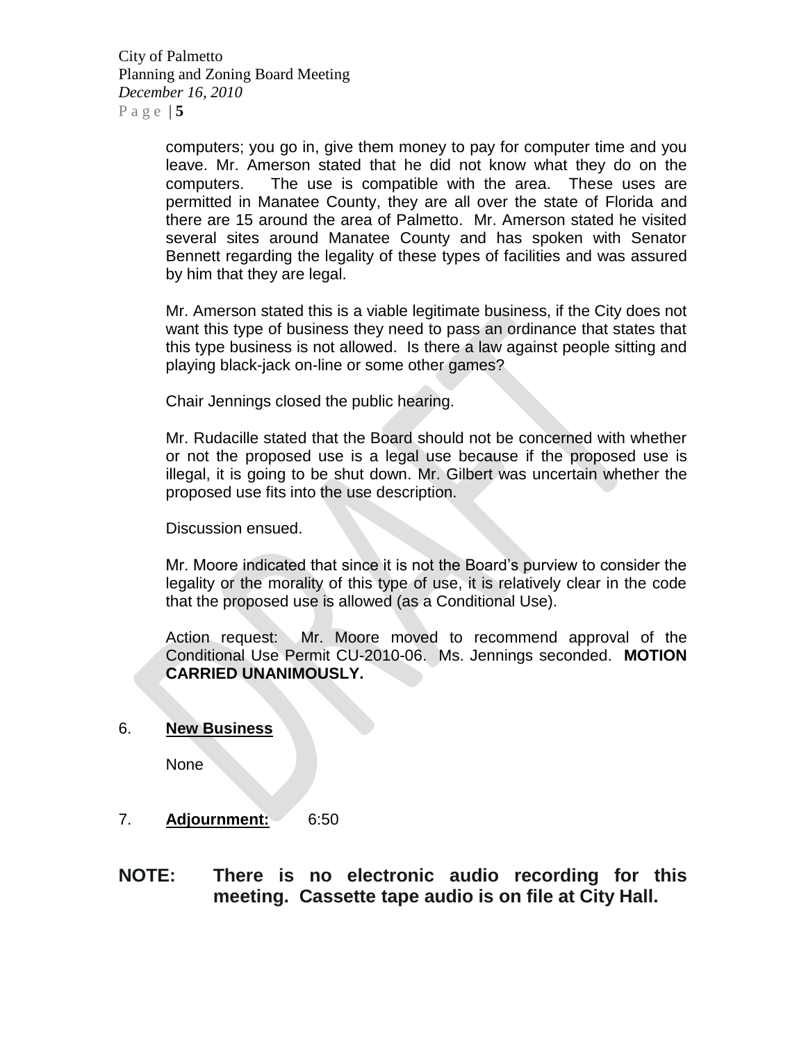computers; you go in, give them money to pay for computer time and you leave. Mr. Amerson stated that he did not know what they do on the computers. The use is compatible with the area. These uses are permitted in Manatee County, they are all over the state of Florida and there are 15 around the area of Palmetto. Mr. Amerson stated he visited several sites around Manatee County and has spoken with Senator Bennett regarding the legality of these types of facilities and was assured by him that they are legal.

Mr. Amerson stated this is a viable legitimate business, if the City does not want this type of business they need to pass an ordinance that states that this type business is not allowed. Is there a law against people sitting and playing black-jack on-line or some other games?

Chair Jennings closed the public hearing.

Mr. Rudacille stated that the Board should not be concerned with whether or not the proposed use is a legal use because if the proposed use is illegal, it is going to be shut down. Mr. Gilbert was uncertain whether the proposed use fits into the use description.

Discussion ensued.

Mr. Moore indicated that since it is not the Board's purview to consider the legality or the morality of this type of use, it is relatively clear in the code that the proposed use is allowed (as a Conditional Use).

Action request: Mr. Moore moved to recommend approval of the Conditional Use Permit CU-2010-06. Ms. Jennings seconded. **MOTION CARRIED UNANIMOUSLY.**

6. **New Business**

   None

7. **Adjournment:** 6:50

**NOTE: There is no electronic audio recording for this meeting. Cassette tape audio is on file at City Hall.**